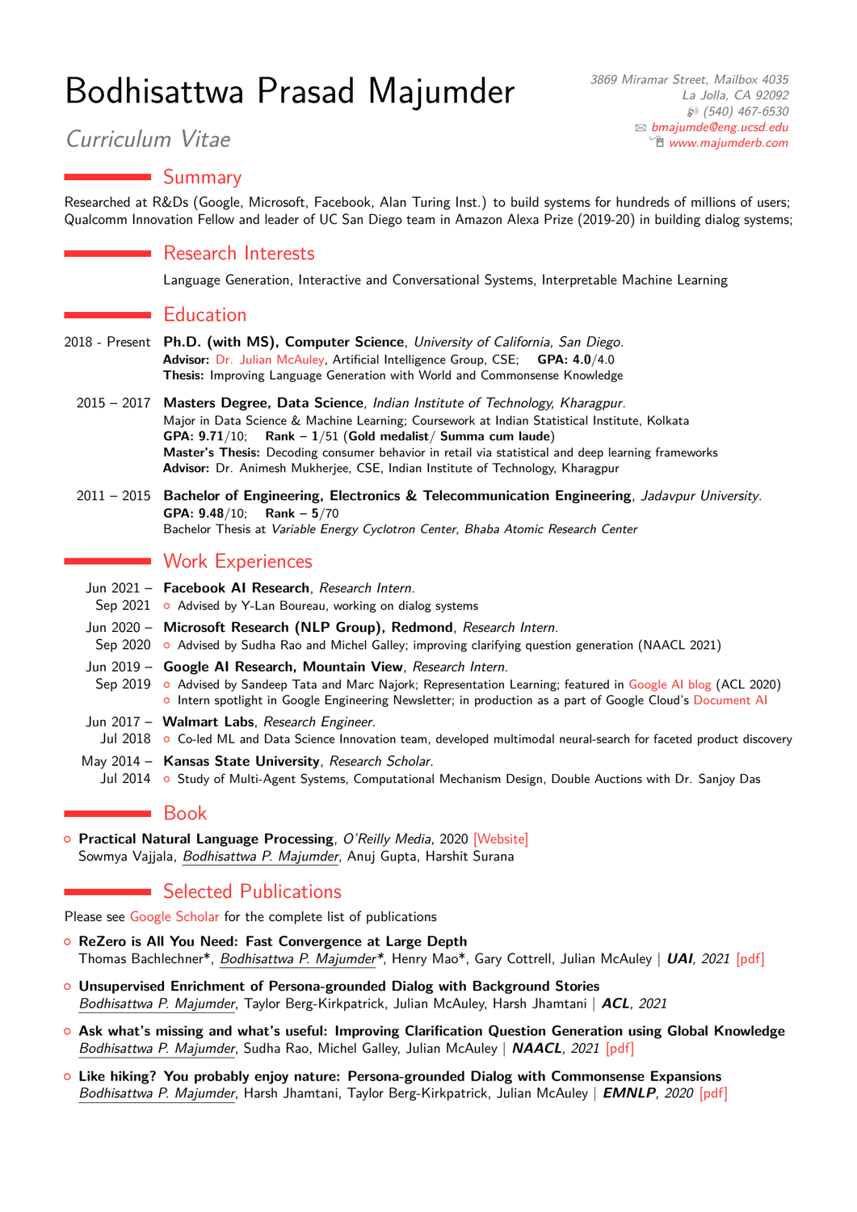# Bodhisattwa Prasad Majumder

*Curriculum Vitae*

3869 Miramar Street, Mailbox 4035
La Jolla, CA 92092
(540) 467-6530
bmajumde@eng.ucsd.edu
www.majumderb.com

## Summary

Researched at R&Ds (Google, Microsoft, Facebook, Alan Turing Inst.) to build systems for hundreds of millions of users; Qualcomm Innovation Fellow and leader of UC San Diego team in Amazon Alexa Prize (2019-20) in building dialog systems;

## Research Interests

Language Generation, Interactive and Conversational Systems, Interpretable Machine Learning

## Education

**2018 - Present** — **Ph.D. (with MS), Computer Science**, *University of California, San Diego*.
**Advisor:** Dr. Julian McAuley, Artificial Intelligence Group, CSE; **GPA: 4.0**/4.0
**Thesis:** Improving Language Generation with World and Commonsense Knowledge

**2015 – 2017** — **Masters Degree, Data Science**, *Indian Institute of Technology, Kharagpur*.
Major in Data Science & Machine Learning; Coursework at Indian Statistical Institute, Kolkata
**GPA: 9.71**/10; **Rank – 1**/51 (**Gold medalist**/ **Summa cum laude**)
**Master's Thesis:** Decoding consumer behavior in retail via statistical and deep learning frameworks
**Advisor:** Dr. Animesh Mukherjee, CSE, Indian Institute of Technology, Kharagpur

**2011 – 2015** — **Bachelor of Engineering, Electronics & Telecommunication Engineering**, *Jadavpur University*.
**GPA: 9.48**/10; **Rank – 5**/70
Bachelor Thesis at *Variable Energy Cyclotron Center, Bhaba Atomic Research Center*

## Work Experiences

**Jun 2021 – Sep 2021** — **Facebook AI Research**, *Research Intern*.
- Advised by Y-Lan Boureau, working on dialog systems

**Jun 2020 – Sep 2020** — **Microsoft Research (NLP Group), Redmond**, *Research Intern*.
- Advised by Sudha Rao and Michel Galley; improving clarifying question generation (NAACL 2021)

**Jun 2019 – Sep 2019** — **Google AI Research, Mountain View**, *Research Intern*.
- Advised by Sandeep Tata and Marc Najork; Representation Learning; featured in Google AI blog (ACL 2020)
- Intern spotlight in Google Engineering Newsletter; in production as a part of Google Cloud's Document AI

**Jun 2017 – Jul 2018** — **Walmart Labs**, *Research Engineer*.
- Co-led ML and Data Science Innovation team, developed multimodal neural-search for faceted product discovery

**May 2014 – Jul 2014** — **Kansas State University**, *Research Scholar*.
- Study of Multi-Agent Systems, Computational Mechanism Design, Double Auctions with Dr. Sanjoy Das

## Book

- **Practical Natural Language Processing**, *O'Reilly Media*, 2020 [Website]
  Sowmya Vajjala, *Bodhisattwa P. Majumder*, Anuj Gupta, Harshit Surana

## Selected Publications

Please see Google Scholar for the complete list of publications

- **ReZero is All You Need: Fast Convergence at Large Depth**
  Thomas Bachlechner*, *Bodhisattwa P. Majumder**, Henry Mao*, Gary Cottrell, Julian McAuley | ***UAI**, 2021* [pdf]
- **Unsupervised Enrichment of Persona-grounded Dialog with Background Stories**
  *Bodhisattwa P. Majumder*, Taylor Berg-Kirkpatrick, Julian McAuley, Harsh Jhamtani | ***ACL**, 2021*
- **Ask what's missing and what's useful: Improving Clarification Question Generation using Global Knowledge**
  *Bodhisattwa P. Majumder*, Sudha Rao, Michel Galley, Julian McAuley | ***NAACL**, 2021* [pdf]
- **Like hiking? You probably enjoy nature: Persona-grounded Dialog with Commonsense Expansions**
  *Bodhisattwa P. Majumder*, Harsh Jhamtani, Taylor Berg-Kirkpatrick, Julian McAuley | ***EMNLP**, 2020* [pdf]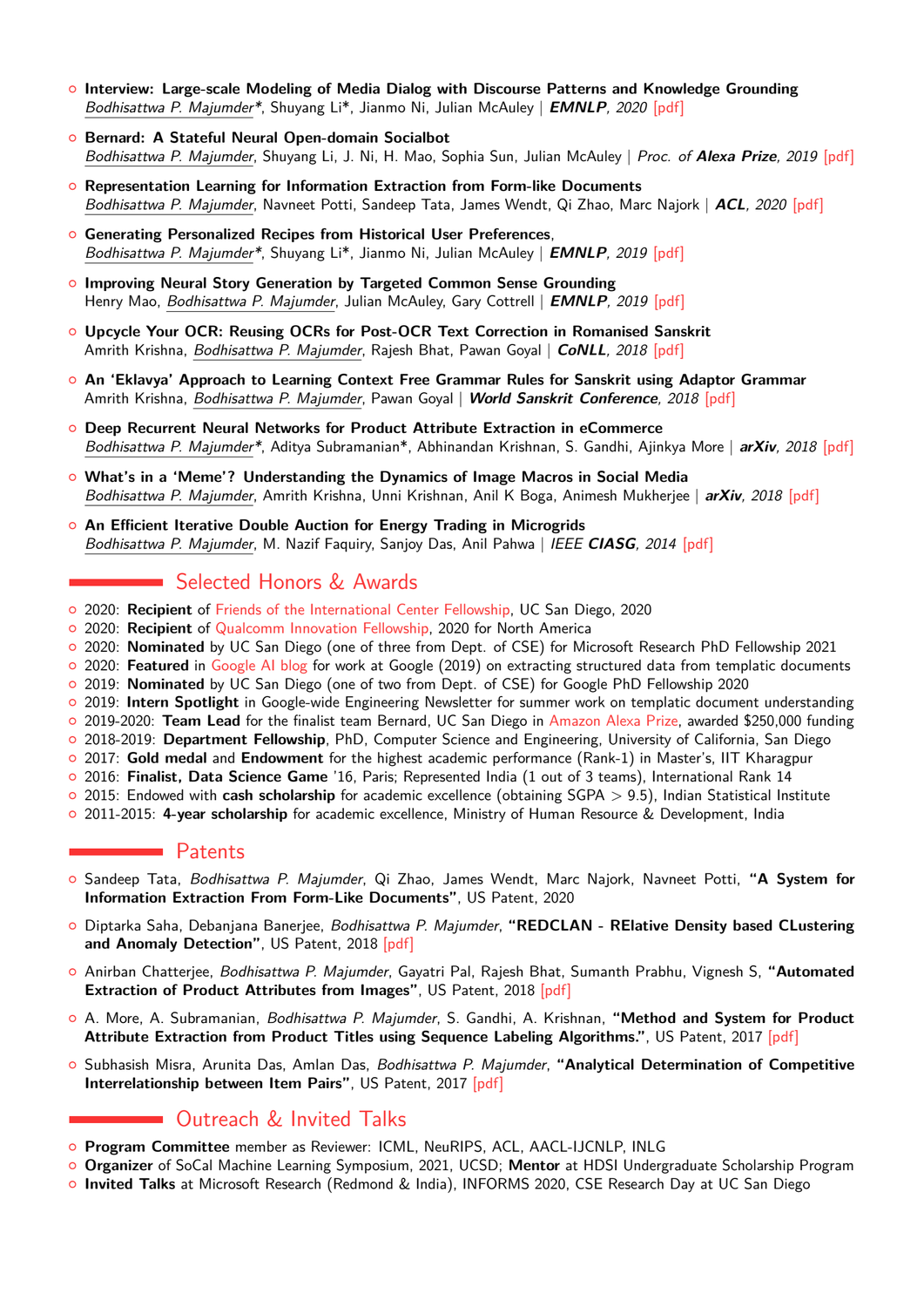- **Interview: Large-scale Modeling of Media Dialog with Discourse Patterns and Knowledge Grounding**
  *Bodhisattwa P. Majumder\**, Shuyang Li\*, Jianmo Ni, Julian McAuley | ***EMNLP**, 2020* [pdf]
- **Bernard: A Stateful Neural Open-domain Socialbot**
  *Bodhisattwa P. Majumder*, Shuyang Li, J. Ni, H. Mao, Sophia Sun, Julian McAuley | *Proc. of **Alexa Prize**, 2019* [pdf]
- **Representation Learning for Information Extraction from Form-like Documents**
  *Bodhisattwa P. Majumder*, Navneet Potti, Sandeep Tata, James Wendt, Qi Zhao, Marc Najork | ***ACL**, 2020* [pdf]
- **Generating Personalized Recipes from Historical User Preferences**,
  *Bodhisattwa P. Majumder\**, Shuyang Li\*, Jianmo Ni, Julian McAuley | ***EMNLP**, 2019* [pdf]
- **Improving Neural Story Generation by Targeted Common Sense Grounding**
  Henry Mao, *Bodhisattwa P. Majumder*, Julian McAuley, Gary Cottrell | ***EMNLP**, 2019* [pdf]
- **Upcycle Your OCR: Reusing OCRs for Post-OCR Text Correction in Romanised Sanskrit**
  Amrith Krishna, *Bodhisattwa P. Majumder*, Rajesh Bhat, Pawan Goyal | ***CoNLL**, 2018* [pdf]
- **An 'Eklavya' Approach to Learning Context Free Grammar Rules for Sanskrit using Adaptor Grammar**
  Amrith Krishna, *Bodhisattwa P. Majumder*, Pawan Goyal | ***World Sanskrit Conference**, 2018* [pdf]
- **Deep Recurrent Neural Networks for Product Attribute Extraction in eCommerce**
  *Bodhisattwa P. Majumder\**, Aditya Subramanian\*, Abhinandan Krishnan, S. Gandhi, Ajinkya More | ***arXiv**, 2018* [pdf]
- **What's in a 'Meme'? Understanding the Dynamics of Image Macros in Social Media**
  *Bodhisattwa P. Majumder*, Amrith Krishna, Unni Krishnan, Anil K Boga, Animesh Mukherjee | ***arXiv**, 2018* [pdf]
- **An Efficient Iterative Double Auction for Energy Trading in Microgrids**
  *Bodhisattwa P. Majumder*, M. Nazif Faquiry, Sanjoy Das, Anil Pahwa | *IEEE **CIASG**, 2014* [pdf]

## Selected Honors & Awards

- 2020: **Recipient** of Friends of the International Center Fellowship, UC San Diego, 2020
- 2020: **Recipient** of Qualcomm Innovation Fellowship, 2020 for North America
- 2020: **Nominated** by UC San Diego (one of three from Dept. of CSE) for Microsoft Research PhD Fellowship 2021
- 2020: **Featured** in Google AI blog for work at Google (2019) on extracting structured data from templatic documents
- 2019: **Nominated** by UC San Diego (one of two from Dept. of CSE) for Google PhD Fellowship 2020
- 2019: **Intern Spotlight** in Google-wide Engineering Newsletter for summer work on templatic document understanding
- 2019-2020: **Team Lead** for the finalist team Bernard, UC San Diego in Amazon Alexa Prize, awarded $250,000 funding
- 2018-2019: **Department Fellowship**, PhD, Computer Science and Engineering, University of California, San Diego
- 2017: **Gold medal** and **Endowment** for the highest academic performance (Rank-1) in Master's, IIT Kharagpur
- 2016: **Finalist, Data Science Game** '16, Paris; Represented India (1 out of 3 teams), International Rank 14
- 2015: Endowed with **cash scholarship** for academic excellence (obtaining SGPA $>$ 9.5), Indian Statistical Institute
- 2011-2015: **4-year scholarship** for academic excellence, Ministry of Human Resource & Development, India

## Patents

- Sandeep Tata, *Bodhisattwa P. Majumder*, Qi Zhao, James Wendt, Marc Najork, Navneet Potti, **"A System for Information Extraction From Form-Like Documents"**, US Patent, 2020
- Diptarka Saha, Debanjana Banerjee, *Bodhisattwa P. Majumder*, **"REDCLAN - RElative Density based CLustering and Anomaly Detection"**, US Patent, 2018 [pdf]
- Anirban Chatterjee, *Bodhisattwa P. Majumder*, Gayatri Pal, Rajesh Bhat, Sumanth Prabhu, Vignesh S, **"Automated Extraction of Product Attributes from Images"**, US Patent, 2018 [pdf]
- A. More, A. Subramanian, *Bodhisattwa P. Majumder*, S. Gandhi, A. Krishnan, **"Method and System for Product Attribute Extraction from Product Titles using Sequence Labeling Algorithms."**, US Patent, 2017 [pdf]
- Subhasish Misra, Arunita Das, Amlan Das, *Bodhisattwa P. Majumder*, **"Analytical Determination of Competitive Interrelationship between Item Pairs"**, US Patent, 2017 [pdf]

## Outreach & Invited Talks

- **Program Committee** member as Reviewer: ICML, NeuRIPS, ACL, AACL-IJCNLP, INLG
- **Organizer** of SoCal Machine Learning Symposium, 2021, UCSD; **Mentor** at HDSI Undergraduate Scholarship Program
- **Invited Talks** at Microsoft Research (Redmond & India), INFORMS 2020, CSE Research Day at UC San Diego